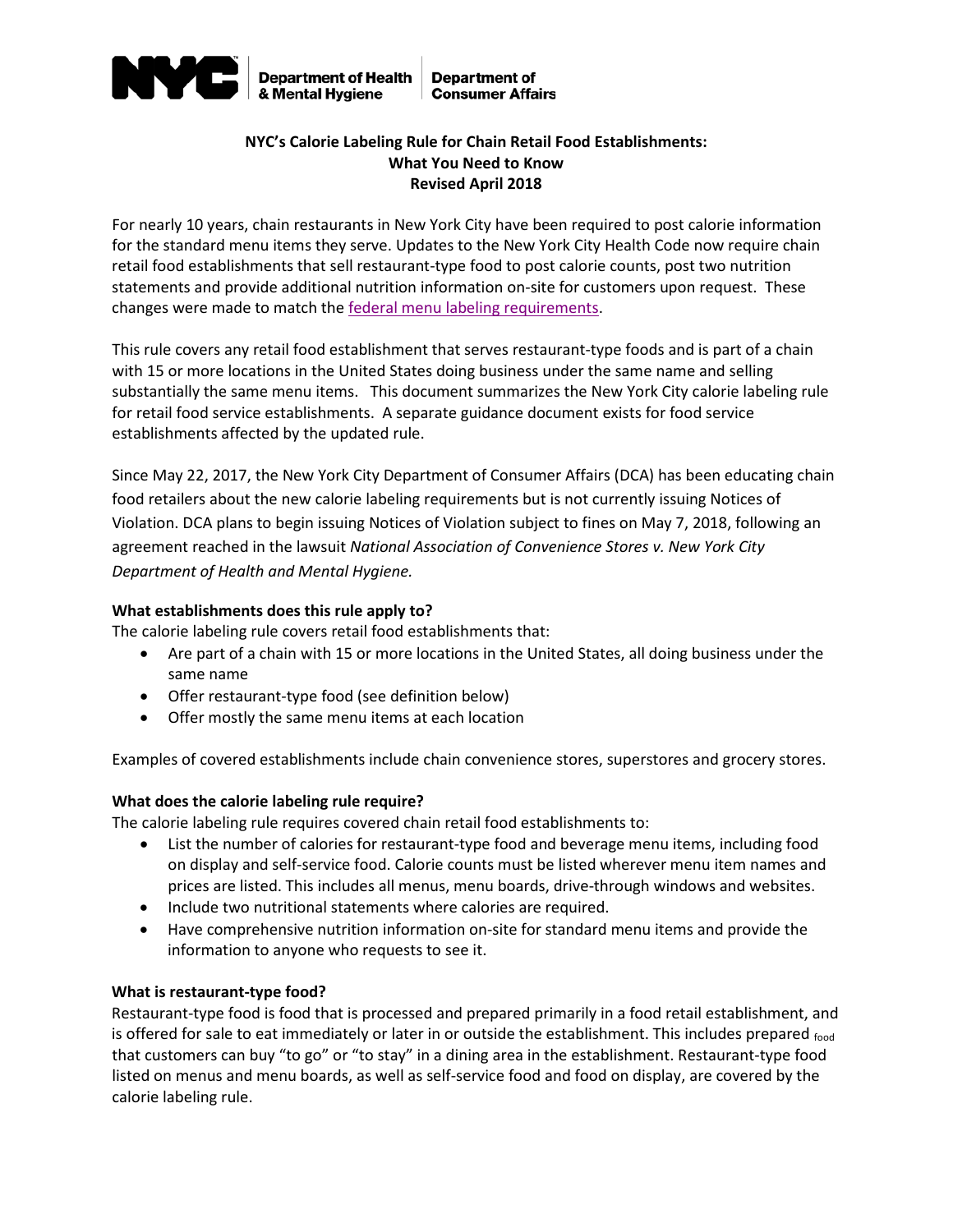NYC Department of Health & Mental Hygiene | Department of Consumer Affairs

# NYC's Calorie Labeling Rule for Chain Retail Food Establishments: What You Need to Know
## Revised April 2018

For nearly 10 years, chain restaurants in New York City have been required to post calorie information for the standard menu items they serve. Updates to the New York City Health Code now require chain retail food establishments that sell restaurant-type food to post calorie counts, post two nutrition statements and provide additional nutrition information on-site for customers upon request. These changes were made to match the federal menu labeling requirements.

This rule covers any retail food establishment that serves restaurant-type foods and is part of a chain with 15 or more locations in the United States doing business under the same name and selling substantially the same menu items. This document summarizes the New York City calorie labeling rule for retail food service establishments. A separate guidance document exists for food service establishments affected by the updated rule.

Since May 22, 2017, the New York City Department of Consumer Affairs (DCA) has been educating chain food retailers about the new calorie labeling requirements but is not currently issuing Notices of Violation. DCA plans to begin issuing Notices of Violation subject to fines on May 7, 2018, following an agreement reached in the lawsuit *National Association of Convenience Stores v. New York City Department of Health and Mental Hygiene.*

### What establishments does this rule apply to?

The calorie labeling rule covers retail food establishments that:

- Are part of a chain with 15 or more locations in the United States, all doing business under the same name
- Offer restaurant-type food (see definition below)
- Offer mostly the same menu items at each location

Examples of covered establishments include chain convenience stores, superstores and grocery stores.

### What does the calorie labeling rule require?

The calorie labeling rule requires covered chain retail food establishments to:

- List the number of calories for restaurant-type food and beverage menu items, including food on display and self-service food. Calorie counts must be listed wherever menu item names and prices are listed. This includes all menus, menu boards, drive-through windows and websites.
- Include two nutritional statements where calories are required.
- Have comprehensive nutrition information on-site for standard menu items and provide the information to anyone who requests to see it.

### What is restaurant-type food?

Restaurant-type food is food that is processed and prepared primarily in a food retail establishment, and is offered for sale to eat immediately or later in or outside the establishment. This includes prepared food that customers can buy "to go" or "to stay" in a dining area in the establishment. Restaurant-type food listed on menus and menu boards, as well as self-service food and food on display, are covered by the calorie labeling rule.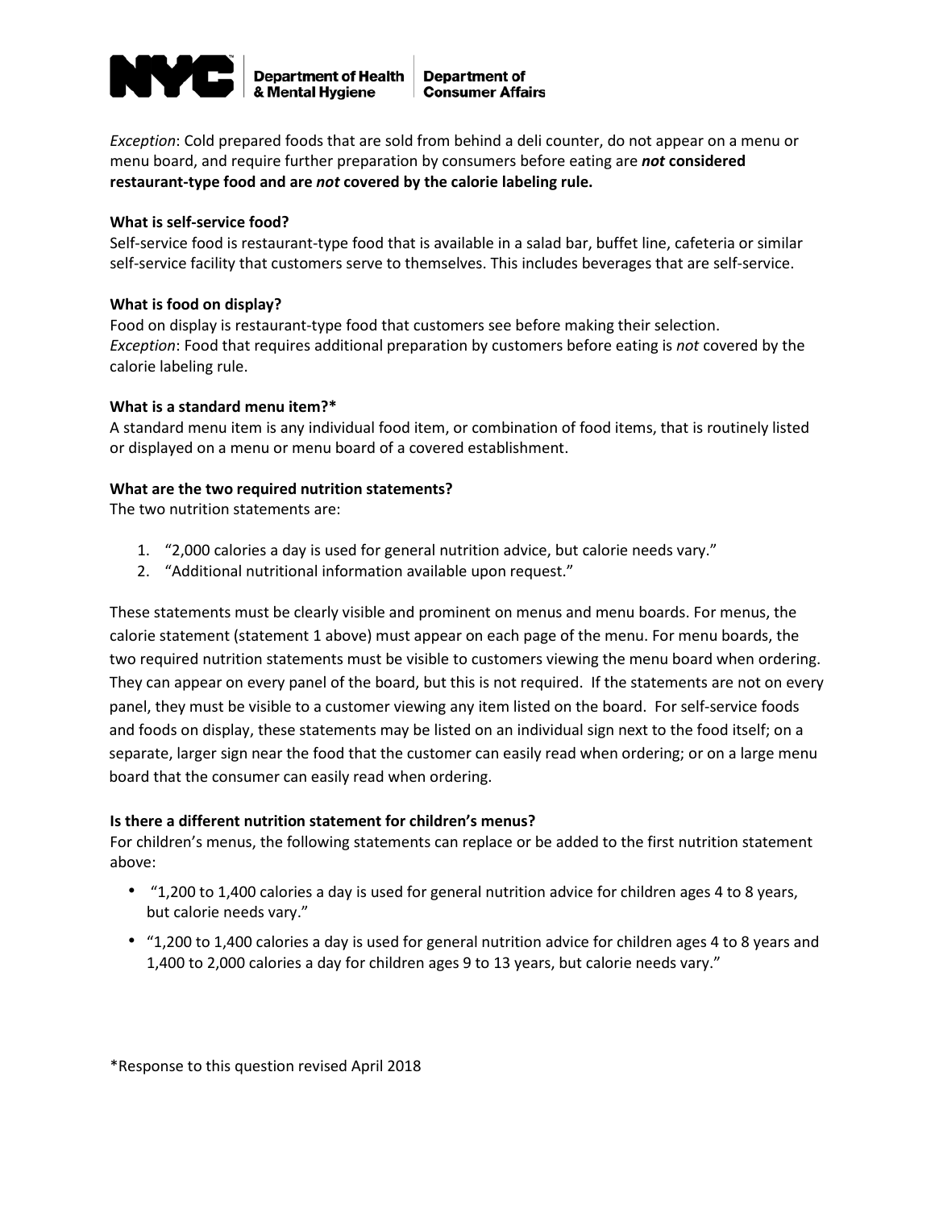*Exception*: Cold prepared foods that are sold from behind a deli counter, do not appear on a menu or menu board, and require further preparation by consumers before eating are ***not* considered restaurant-type food and are *not* covered by the calorie labeling rule.**

**What is self-service food?**
Self-service food is restaurant-type food that is available in a salad bar, buffet line, cafeteria or similar self-service facility that customers serve to themselves. This includes beverages that are self-service.

**What is food on display?**
Food on display is restaurant-type food that customers see before making their selection.
*Exception*: Food that requires additional preparation by customers before eating is *not* covered by the calorie labeling rule.

**What is a standard menu item?***
A standard menu item is any individual food item, or combination of food items, that is routinely listed or displayed on a menu or menu board of a covered establishment.

**What are the two required nutrition statements?**
The two nutrition statements are:

1. "2,000 calories a day is used for general nutrition advice, but calorie needs vary."
2. "Additional nutritional information available upon request."

These statements must be clearly visible and prominent on menus and menu boards. For menus, the calorie statement (statement 1 above) must appear on each page of the menu. For menu boards, the two required nutrition statements must be visible to customers viewing the menu board when ordering. They can appear on every panel of the board, but this is not required. If the statements are not on every panel, they must be visible to a customer viewing any item listed on the board. For self-service foods and foods on display, these statements may be listed on an individual sign next to the food itself; on a separate, larger sign near the food that the customer can easily read when ordering; or on a large menu board that the consumer can easily read when ordering.

**Is there a different nutrition statement for children's menus?**
For children's menus, the following statements can replace or be added to the first nutrition statement above:

- "1,200 to 1,400 calories a day is used for general nutrition advice for children ages 4 to 8 years, but calorie needs vary."
- "1,200 to 1,400 calories a day is used for general nutrition advice for children ages 4 to 8 years and 1,400 to 2,000 calories a day for children ages 9 to 13 years, but calorie needs vary."

*Response to this question revised April 2018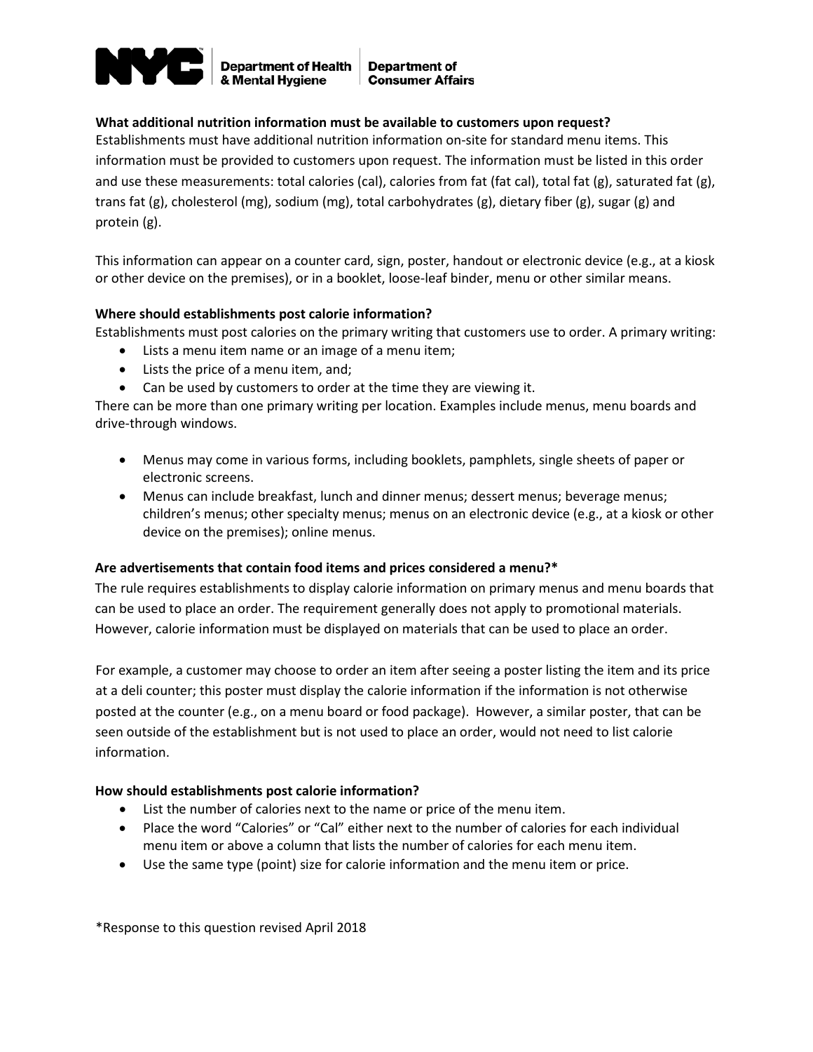**What additional nutrition information must be available to customers upon request?**

Establishments must have additional nutrition information on-site for standard menu items. This information must be provided to customers upon request. The information must be listed in this order and use these measurements: total calories (cal), calories from fat (fat cal), total fat (g), saturated fat (g), trans fat (g), cholesterol (mg), sodium (mg), total carbohydrates (g), dietary fiber (g), sugar (g) and protein (g).

This information can appear on a counter card, sign, poster, handout or electronic device (e.g., at a kiosk or other device on the premises), or in a booklet, loose-leaf binder, menu or other similar means.

**Where should establishments post calorie information?**

Establishments must post calories on the primary writing that customers use to order. A primary writing:

- Lists a menu item name or an image of a menu item;
- Lists the price of a menu item, and;
- Can be used by customers to order at the time they are viewing it.

There can be more than one primary writing per location. Examples include menus, menu boards and drive-through windows.

- Menus may come in various forms, including booklets, pamphlets, single sheets of paper or electronic screens.
- Menus can include breakfast, lunch and dinner menus; dessert menus; beverage menus; children's menus; other specialty menus; menus on an electronic device (e.g., at a kiosk or other device on the premises); online menus.

**Are advertisements that contain food items and prices considered a menu?***

The rule requires establishments to display calorie information on primary menus and menu boards that can be used to place an order. The requirement generally does not apply to promotional materials. However, calorie information must be displayed on materials that can be used to place an order.

For example, a customer may choose to order an item after seeing a poster listing the item and its price at a deli counter; this poster must display the calorie information if the information is not otherwise posted at the counter (e.g., on a menu board or food package). However, a similar poster, that can be seen outside of the establishment but is not used to place an order, would not need to list calorie information.

**How should establishments post calorie information?**

- List the number of calories next to the name or price of the menu item.
- Place the word "Calories" or "Cal" either next to the number of calories for each individual menu item or above a column that lists the number of calories for each menu item.
- Use the same type (point) size for calorie information and the menu item or price.

*Response to this question revised April 2018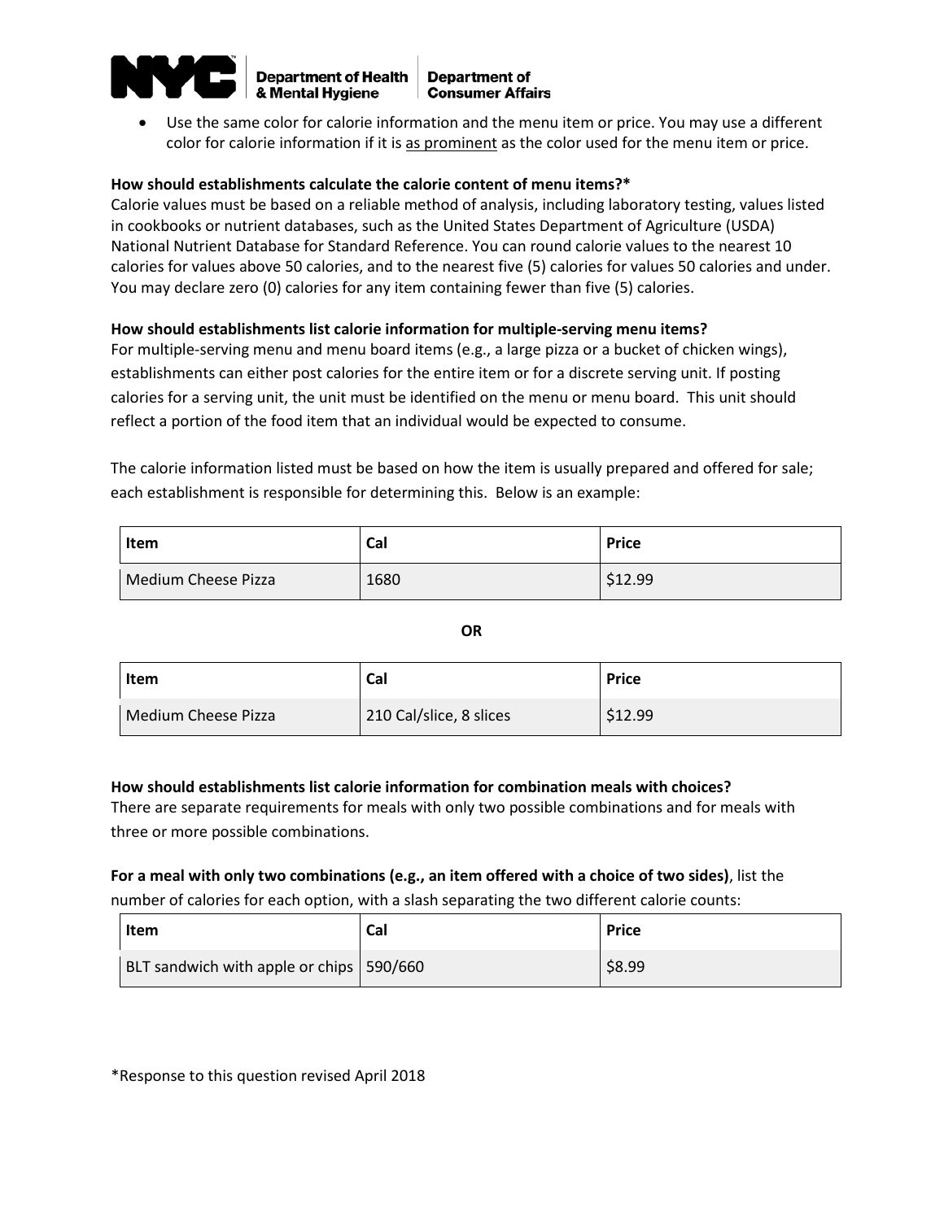- Use the same color for calorie information and the menu item or price. You may use a different color for calorie information if it is as prominent as the color used for the menu item or price.

**How should establishments calculate the calorie content of menu items?***
Calorie values must be based on a reliable method of analysis, including laboratory testing, values listed in cookbooks or nutrient databases, such as the United States Department of Agriculture (USDA) National Nutrient Database for Standard Reference. You can round calorie values to the nearest 10 calories for values above 50 calories, and to the nearest five (5) calories for values 50 calories and under. You may declare zero (0) calories for any item containing fewer than five (5) calories.

**How should establishments list calorie information for multiple-serving menu items?**
For multiple-serving menu and menu board items (e.g., a large pizza or a bucket of chicken wings), establishments can either post calories for the entire item or for a discrete serving unit. If posting calories for a serving unit, the unit must be identified on the menu or menu board. This unit should reflect a portion of the food item that an individual would be expected to consume.

The calorie information listed must be based on how the item is usually prepared and offered for sale; each establishment is responsible for determining this. Below is an example:

| Item | Cal | Price |
|---|---|---|
| Medium Cheese Pizza | 1680 | $12.99 |

**OR**

| Item | Cal | Price |
|---|---|---|
| Medium Cheese Pizza | 210 Cal/slice, 8 slices | $12.99 |

**How should establishments list calorie information for combination meals with choices?**
There are separate requirements for meals with only two possible combinations and for meals with three or more possible combinations.

**For a meal with only two combinations (e.g., an item offered with a choice of two sides)**, list the number of calories for each option, with a slash separating the two different calorie counts:

| Item | Cal | Price |
|---|---|---|
| BLT sandwich with apple or chips | 590/660 | $8.99 |

*Response to this question revised April 2018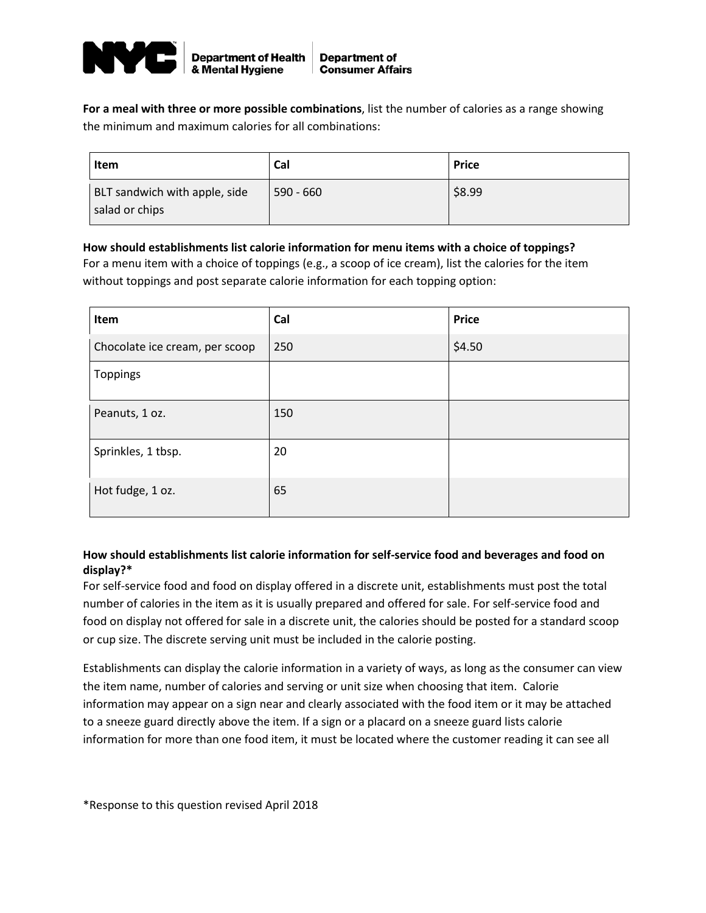**For a meal with three or more possible combinations**, list the number of calories as a range showing the minimum and maximum calories for all combinations:

| Item | Cal | Price |
|---|---|---|
| BLT sandwich with apple, side salad or chips | 590 - 660 | $8.99 |

**How should establishments list calorie information for menu items with a choice of toppings?**
For a menu item with a choice of toppings (e.g., a scoop of ice cream), list the calories for the item without toppings and post separate calorie information for each topping option:

| Item | Cal | Price |
|---|---|---|
| Chocolate ice cream, per scoop | 250 | $4.50 |
| Toppings | | |
| Peanuts, 1 oz. | 150 | |
| Sprinkles, 1 tbsp. | 20 | |
| Hot fudge, 1 oz. | 65 | |

**How should establishments list calorie information for self-service food and beverages and food on display?***
For self-service food and food on display offered in a discrete unit, establishments must post the total number of calories in the item as it is usually prepared and offered for sale. For self-service food and food on display not offered for sale in a discrete unit, the calories should be posted for a standard scoop or cup size. The discrete serving unit must be included in the calorie posting.

Establishments can display the calorie information in a variety of ways, as long as the consumer can view the item name, number of calories and serving or unit size when choosing that item. Calorie information may appear on a sign near and clearly associated with the food item or it may be attached to a sneeze guard directly above the item. If a sign or a placard on a sneeze guard lists calorie information for more than one food item, it must be located where the customer reading it can see all

*Response to this question revised April 2018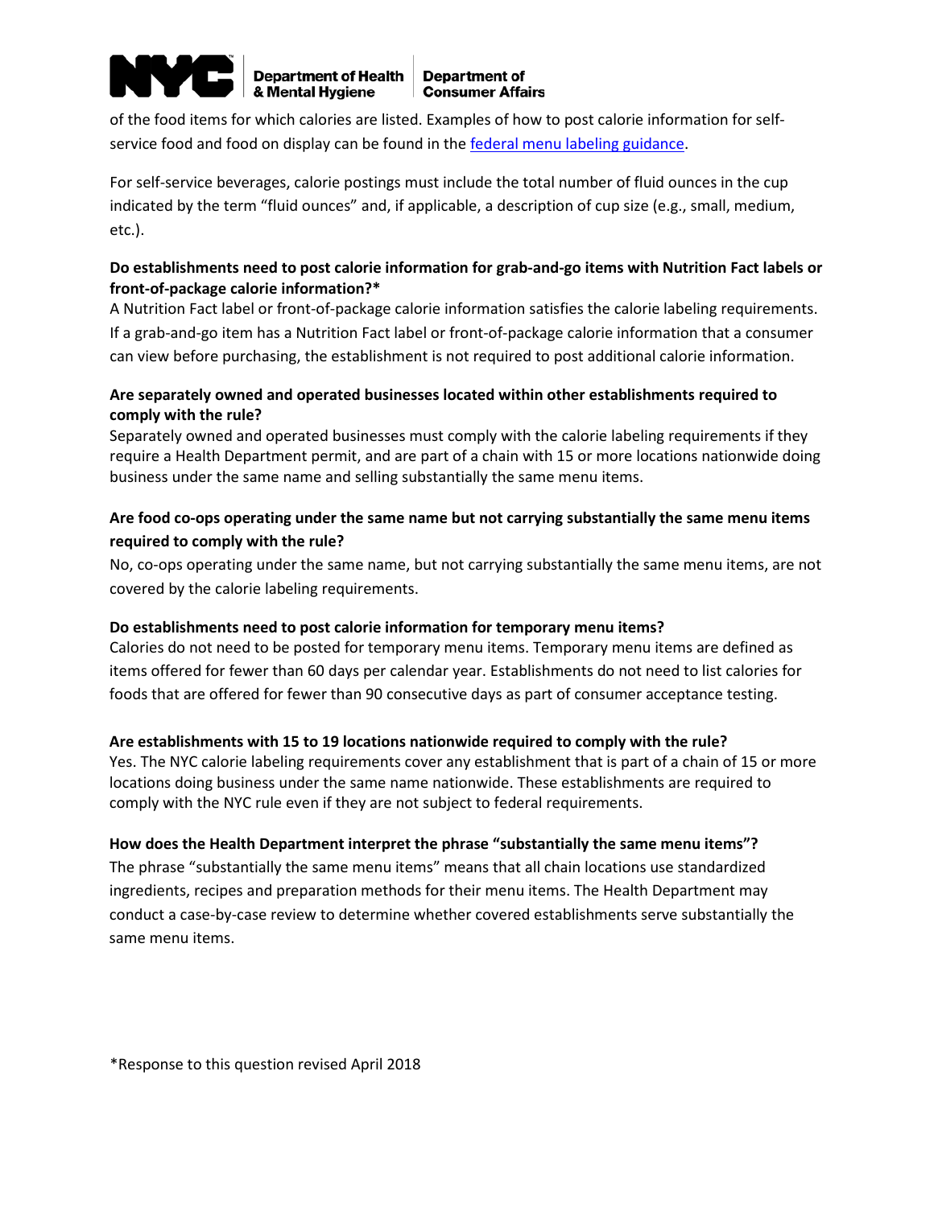of the food items for which calories are listed. Examples of how to post calorie information for self-service food and food on display can be found in the [federal menu labeling guidance](federal menu labeling guidance).

For self-service beverages, calorie postings must include the total number of fluid ounces in the cup indicated by the term "fluid ounces" and, if applicable, a description of cup size (e.g., small, medium, etc.).

**Do establishments need to post calorie information for grab-and-go items with Nutrition Fact labels or front-of-package calorie information?***

A Nutrition Fact label or front-of-package calorie information satisfies the calorie labeling requirements. If a grab-and-go item has a Nutrition Fact label or front-of-package calorie information that a consumer can view before purchasing, the establishment is not required to post additional calorie information.

**Are separately owned and operated businesses located within other establishments required to comply with the rule?**

Separately owned and operated businesses must comply with the calorie labeling requirements if they require a Health Department permit, and are part of a chain with 15 or more locations nationwide doing business under the same name and selling substantially the same menu items.

**Are food co-ops operating under the same name but not carrying substantially the same menu items required to comply with the rule?**

No, co-ops operating under the same name, but not carrying substantially the same menu items, are not covered by the calorie labeling requirements.

**Do establishments need to post calorie information for temporary menu items?**

Calories do not need to be posted for temporary menu items. Temporary menu items are defined as items offered for fewer than 60 days per calendar year. Establishments do not need to list calories for foods that are offered for fewer than 90 consecutive days as part of consumer acceptance testing.

**Are establishments with 15 to 19 locations nationwide required to comply with the rule?**

Yes. The NYC calorie labeling requirements cover any establishment that is part of a chain of 15 or more locations doing business under the same name nationwide. These establishments are required to comply with the NYC rule even if they are not subject to federal requirements.

**How does the Health Department interpret the phrase "substantially the same menu items"?**

The phrase "substantially the same menu items" means that all chain locations use standardized ingredients, recipes and preparation methods for their menu items. The Health Department may conduct a case-by-case review to determine whether covered establishments serve substantially the same menu items.

*Response to this question revised April 2018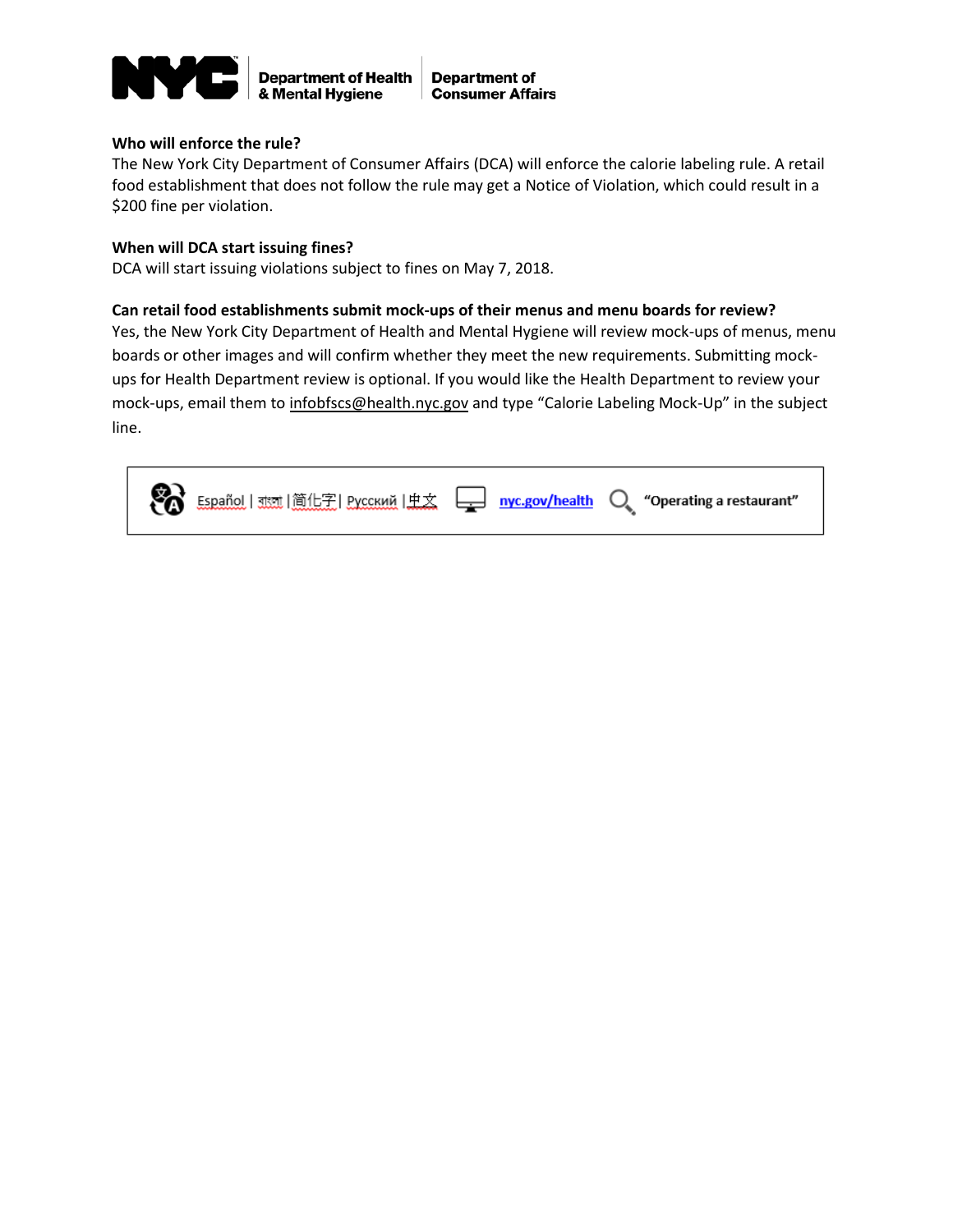**Who will enforce the rule?**

The New York City Department of Consumer Affairs (DCA) will enforce the calorie labeling rule. A retail food establishment that does not follow the rule may get a Notice of Violation, which could result in a $200 fine per violation.

**When will DCA start issuing fines?**

DCA will start issuing violations subject to fines on May 7, 2018.

**Can retail food establishments submit mock-ups of their menus and menu boards for review?**

Yes, the New York City Department of Health and Mental Hygiene will review mock-ups of menus, menu boards or other images and will confirm whether they meet the new requirements. Submitting mock-ups for Health Department review is optional. If you would like the Health Department to review your mock-ups, email them to infobfscs@health.nyc.gov and type "Calorie Labeling Mock-Up" in the subject line.

Español | বাংলা | 简化字 | Русский | 中文 nyc.gov/health "Operating a restaurant"